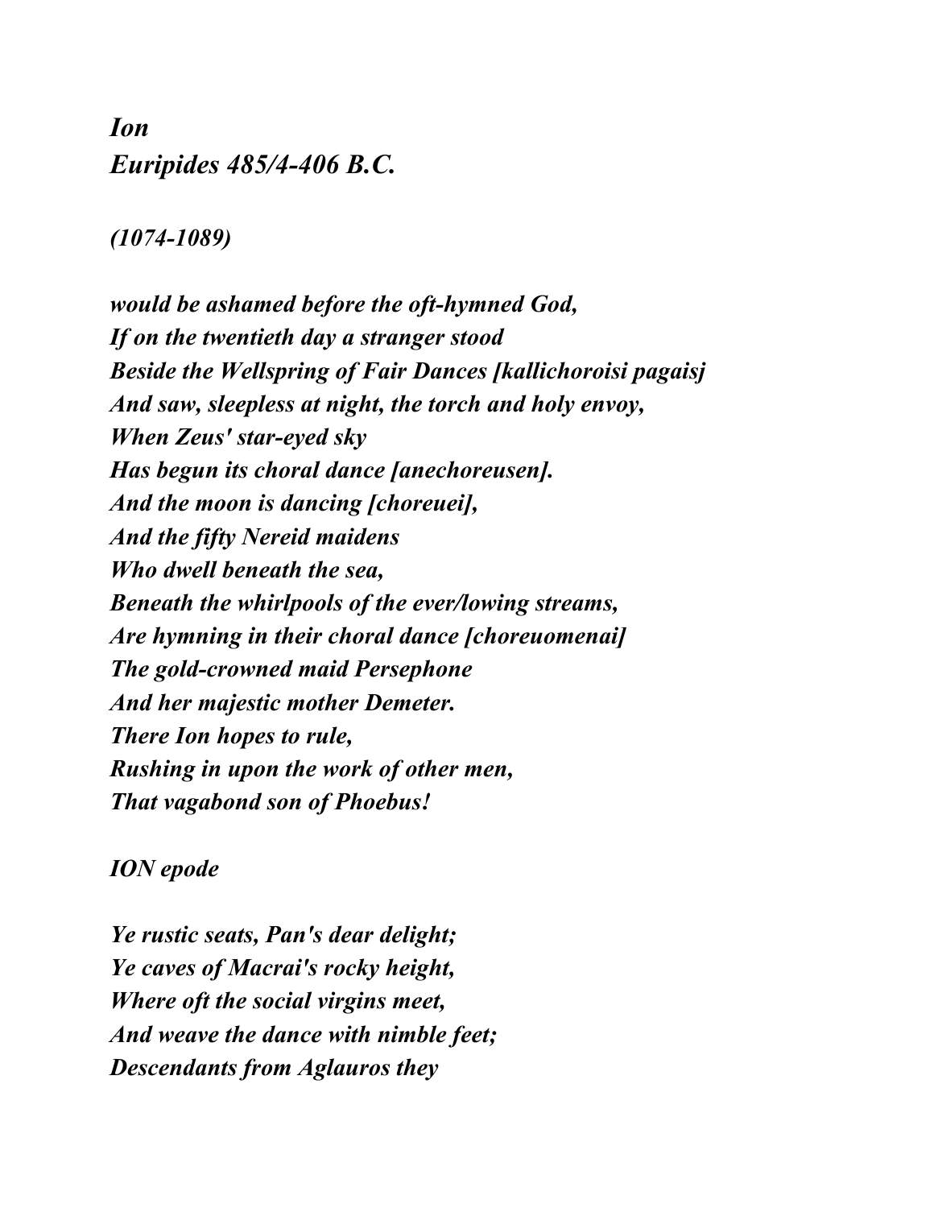# *Ion*
# *Euripides 485/4-406 B.C.*

*(1074-1089)*

*would be ashamed before the oft-hymned God,*
*If on the twentieth day a stranger stood*
*Beside the Wellspring of Fair Dances [kallichoroisi pagaisj*
*And saw, sleepless at night, the torch and holy envoy,*
*When Zeus' star-eyed sky*
*Has begun its choral dance [anechoreusen].*
*And the moon is dancing [choreuei],*
*And the fifty Nereid maidens*
*Who dwell beneath the sea,*
*Beneath the whirlpools of the ever/lowing streams,*
*Are hymning in their choral dance [choreuomenai]*
*The gold-crowned maid Persephone*
*And her majestic mother Demeter.*
*There Ion hopes to rule,*
*Rushing in upon the work of other men,*
*That vagabond son of Phoebus!*

*ION epode*

*Ye rustic seats, Pan's dear delight;*
*Ye caves of Macrai's rocky height,*
*Where oft the social virgins meet,*
*And weave the dance with nimble feet;*
*Descendants from Aglauros they*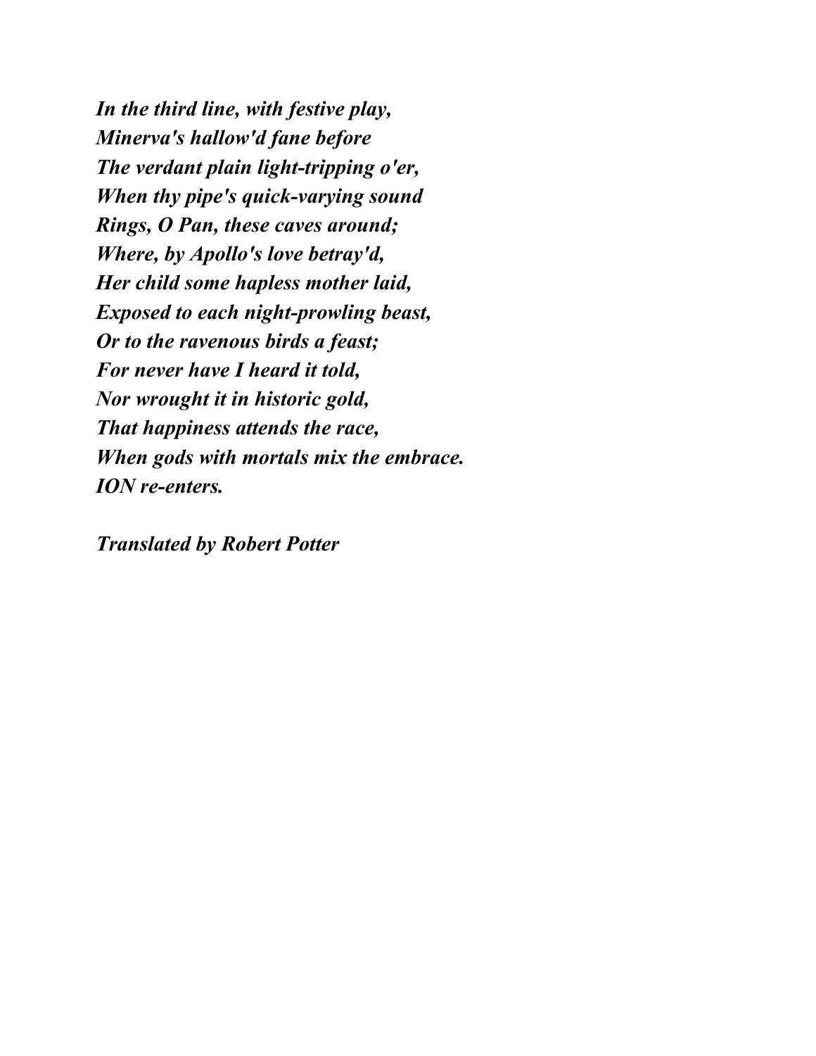*In the third line, with festive play,*
*Minerva's hallow'd fane before*
*The verdant plain light-tripping o'er,*
*When thy pipe's quick-varying sound*
*Rings, O Pan, these caves around;*
*Where, by Apollo's love betray'd,*
*Her child some hapless mother laid,*
*Exposed to each night-prowling beast,*
*Or to the ravenous birds a feast;*
*For never have I heard it told,*
*Nor wrought it in historic gold,*
*That happiness attends the race,*
*When gods with mortals mix the embrace.*
*ION re-enters.*

*Translated by Robert Potter*